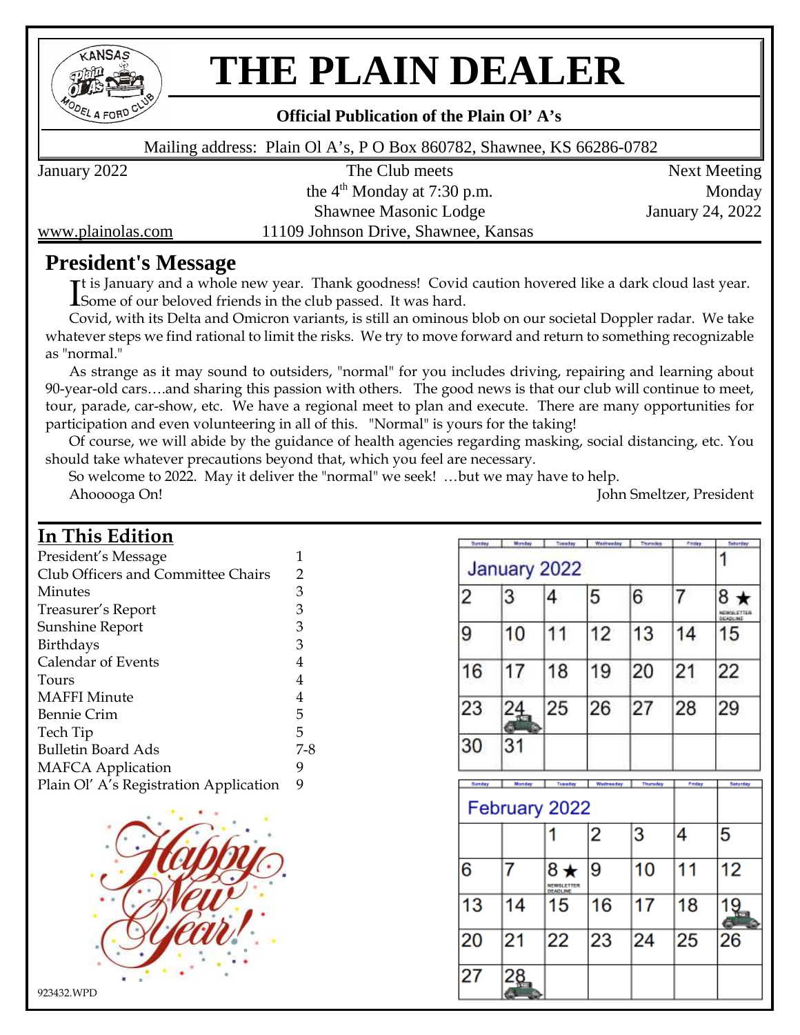# THE PLAIN DEALER

**Official Publication of the Plain Ol' A's**

Mailing address: Plain Ol A's, P O Box 860782, Shawnee, KS 66286-0782

January 2022

The Club meets the 4th Monday at 7:30 p.m.
Shawnee Masonic Lodge
11109 Johnson Drive, Shawnee, Kansas

Next Meeting
Monday
January 24, 2022

www.plainolas.com

## President's Message

It is January and a whole new year. Thank goodness! Covid caution hovered like a dark cloud last year. Some of our beloved friends in the club passed. It was hard.

Covid, with its Delta and Omicron variants, is still an ominous blob on our societal Doppler radar. We take whatever steps we find rational to limit the risks. We try to move forward and return to something recognizable as "normal."

As strange as it may sound to outsiders, "normal" for you includes driving, repairing and learning about 90-year-old cars….and sharing this passion with others. The good news is that our club will continue to meet, tour, parade, car-show, etc. We have a regional meet to plan and execute. There are many opportunities for participation and even volunteering in all of this. "Normal" is yours for the taking!

Of course, we will abide by the guidance of health agencies regarding masking, social distancing, etc. You should take whatever precautions beyond that, which you feel are necessary.

So welcome to 2022. May it deliver the "normal" we seek! …but we may have to help.

Ahooooga On!

John Smeltzer, President

## In This Edition

| | |
|---|---|
| President's Message | 1 |
| Club Officers and Committee Chairs | 2 |
| Minutes | 3 |
| Treasurer's Report | 3 |
| Sunshine Report | 3 |
| Birthdays | 3 |
| Calendar of Events | 4 |
| Tours | 4 |
| MAFFI Minute | 4 |
| Bennie Crim | 5 |
| Tech Tip | 5 |
| Bulletin Board Ads | 7-8 |
| MAFCA Application | 9 |
| Plain Ol' A's Registration Application | 9 |

**January 2022**

| Sunday | Monday | Tuesday | Wednesday | Thursday | Friday | Saturday |
|---|---|---|---|---|---|---|
| | | | | | | 1 |
| 2 | 3 | 4 | 5 | 6 | 7 | 8 ★ NEWSLETTER DEADLINE |
| 9 | 10 | 11 | 12 | 13 | 14 | 15 |
| 16 | 17 | 18 | 19 | 20 | 21 | 22 |
| 23 | 24 | 25 | 26 | 27 | 28 | 29 |
| 30 | 31 | | | | | |

**February 2022**

| Sunday | Monday | Tuesday | Wednesday | Thursday | Friday | Saturday |
|---|---|---|---|---|---|---|
| | | 1 | 2 | 3 | 4 | 5 |
| 6 | 7 | 8 ★ NEWSLETTER DEADLINE | 9 | 10 | 11 | 12 |
| 13 | 14 | 15 | 16 | 17 | 18 | 19 |
| 20 | 21 | 22 | 23 | 24 | 25 | 26 |
| 27 | 28 | | | | | |

Happy New Year!

923432.WPD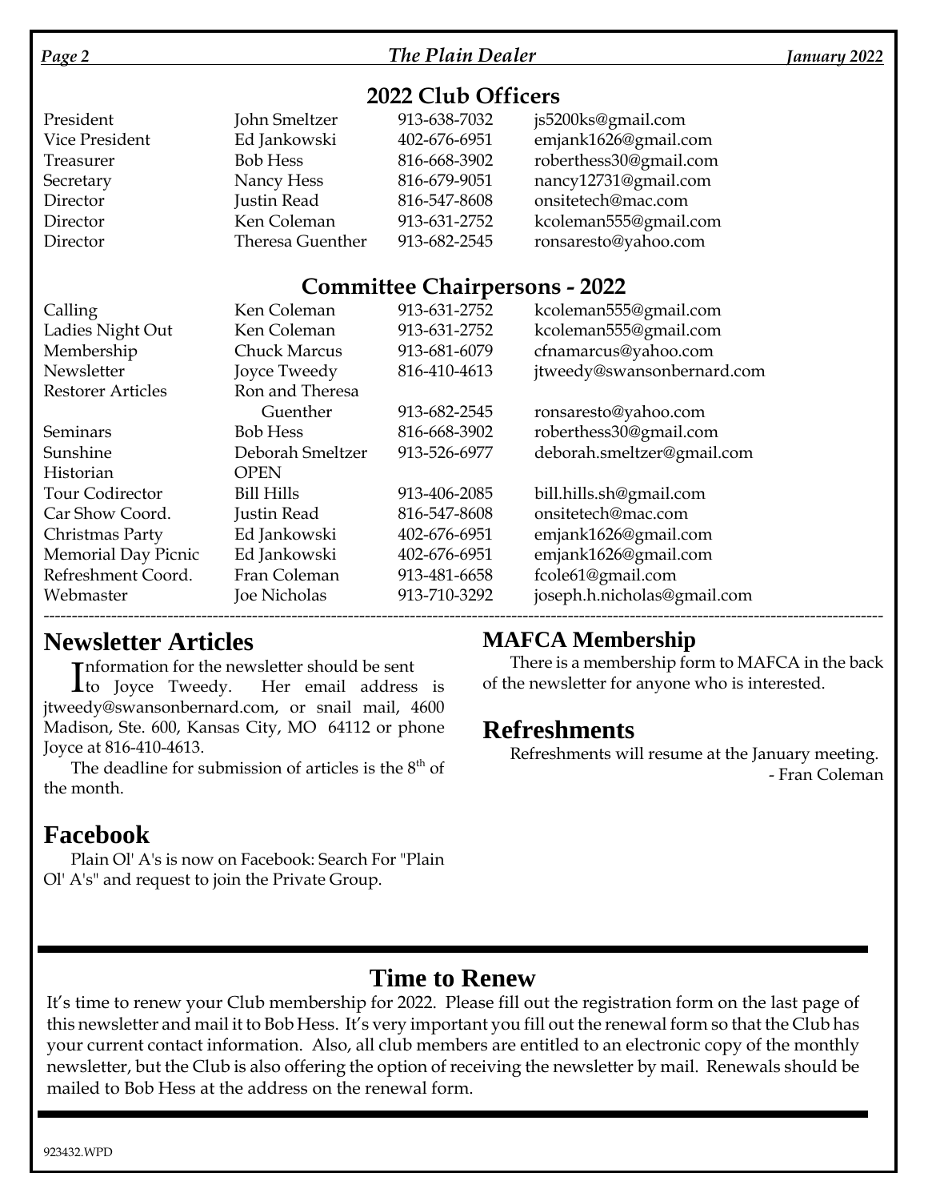## 2022 Club Officers

| | | | |
|---|---|---|---|
| President | John Smeltzer | 913-638-7032 | js5200ks@gmail.com |
| Vice President | Ed Jankowski | 402-676-6951 | emjank1626@gmail.com |
| Treasurer | Bob Hess | 816-668-3902 | roberthess30@gmail.com |
| Secretary | Nancy Hess | 816-679-9051 | nancy12731@gmail.com |
| Director | Justin Read | 816-547-8608 | onsitetech@mac.com |
| Director | Ken Coleman | 913-631-2752 | kcoleman555@gmail.com |
| Director | Theresa Guenther | 913-682-2545 | ronsaresto@yahoo.com |

## Committee Chairpersons - 2022

| | | | |
|---|---|---|---|
| Calling | Ken Coleman | 913-631-2752 | kcoleman555@gmail.com |
| Ladies Night Out | Ken Coleman | 913-631-2752 | kcoleman555@gmail.com |
| Membership | Chuck Marcus | 913-681-6079 | cfnamarcus@yahoo.com |
| Newsletter | Joyce Tweedy | 816-410-4613 | jtweedy@swansonbernard.com |
| Restorer Articles | Ron and Theresa Guenther | 913-682-2545 | ronsaresto@yahoo.com |
| Seminars | Bob Hess | 816-668-3902 | roberthess30@gmail.com |
| Sunshine | Deborah Smeltzer | 913-526-6977 | deborah.smeltzer@gmail.com |
| Historian | OPEN | | |
| Tour Codirector | Bill Hills | 913-406-2085 | bill.hills.sh@gmail.com |
| Car Show Coord. | Justin Read | 816-547-8608 | onsitetech@mac.com |
| Christmas Party | Ed Jankowski | 402-676-6951 | emjank1626@gmail.com |
| Memorial Day Picnic | Ed Jankowski | 402-676-6951 | emjank1626@gmail.com |
| Refreshment Coord. | Fran Coleman | 913-481-6658 | fcole61@gmail.com |
| Webmaster | Joe Nicholas | 913-710-3292 | joseph.h.nicholas@gmail.com |

## Newsletter Articles

Information for the newsletter should be sent to Joyce Tweedy. Her email address is jtweedy@swansonbernard.com, or snail mail, 4600 Madison, Ste. 600, Kansas City, MO 64112 or phone Joyce at 816-410-4613.

The deadline for submission of articles is the 8th of the month.

## Facebook

Plain Ol' A's is now on Facebook: Search For "Plain Ol' A's" and request to join the Private Group.

## MAFCA Membership

There is a membership form to MAFCA in the back of the newsletter for anyone who is interested.

## Refreshments

Refreshments will resume at the January meeting.

- Fran Coleman

## Time to Renew

It's time to renew your Club membership for 2022. Please fill out the registration form on the last page of this newsletter and mail it to Bob Hess. It's very important you fill out the renewal form so that the Club has your current contact information. Also, all club members are entitled to an electronic copy of the monthly newsletter, but the Club is also offering the option of receiving the newsletter by mail. Renewals should be mailed to Bob Hess at the address on the renewal form.

923432.WPD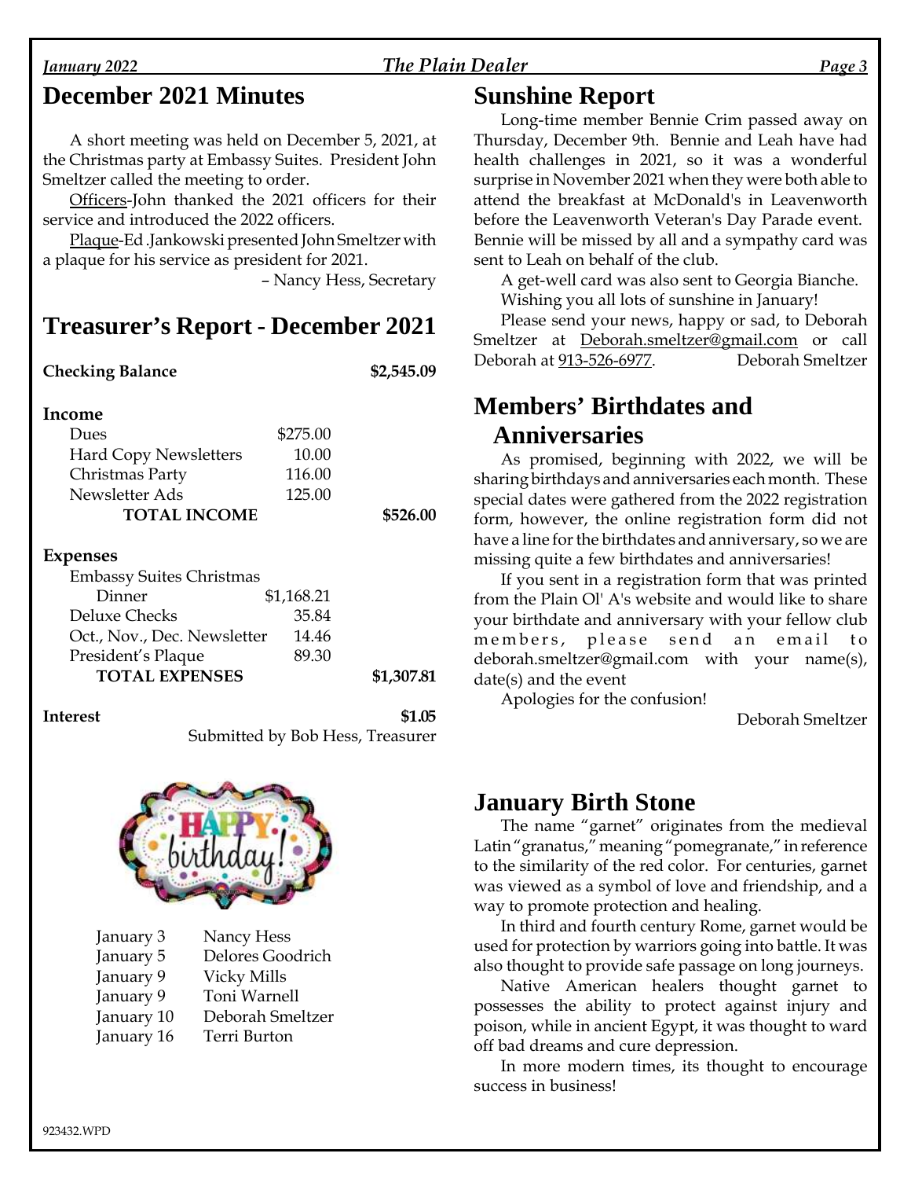## December 2021 Minutes

A short meeting was held on December 5, 2021, at the Christmas party at Embassy Suites. President John Smeltzer called the meeting to order.

Officers-John thanked the 2021 officers for their service and introduced the 2022 officers.

Plaque-Ed .Jankowski presented John Smeltzer with a plaque for his service as president for 2021.

– Nancy Hess, Secretary

## Treasurer's Report - December 2021

| | | |
|---|---|---|
| **Checking Balance** | | **$2,545.09** |
| **Income** | | |
| Dues | $275.00 | |
| Hard Copy Newsletters | 10.00 | |
| Christmas Party | 116.00 | |
| Newsletter Ads | 125.00 | |
| **TOTAL INCOME** | | **$526.00** |
| **Expenses** | | |
| Embassy Suites Christmas Dinner | $1,168.21 | |
| Deluxe Checks | 35.84 | |
| Oct., Nov., Dec. Newsletter | 14.46 | |
| President's Plaque | 89.30 | |
| **TOTAL EXPENSES** | | **$1,307.81** |
| **Interest** | | **$1.05** |

Submitted by Bob Hess, Treasurer

| | |
|---|---|
| January 3 | Nancy Hess |
| January 5 | Delores Goodrich |
| January 9 | Vicky Mills |
| January 9 | Toni Warnell |
| January 10 | Deborah Smeltzer |
| January 16 | Terri Burton |

## Sunshine Report

Long-time member Bennie Crim passed away on Thursday, December 9th. Bennie and Leah have had health challenges in 2021, so it was a wonderful surprise in November 2021 when they were both able to attend the breakfast at McDonald's in Leavenworth before the Leavenworth Veteran's Day Parade event. Bennie will be missed by all and a sympathy card was sent to Leah on behalf of the club.

A get-well card was also sent to Georgia Bianche.

Wishing you all lots of sunshine in January!

Please send your news, happy or sad, to Deborah Smeltzer at Deborah.smeltzer@gmail.com or call Deborah at 913-526-6977. Deborah Smeltzer

## Members' Birthdates and Anniversaries

As promised, beginning with 2022, we will be sharing birthdays and anniversaries each month. These special dates were gathered from the 2022 registration form, however, the online registration form did not have a line for the birthdates and anniversary, so we are missing quite a few birthdates and anniversaries!

If you sent in a registration form that was printed from the Plain Ol' A's website and would like to share your birthdate and anniversary with your fellow club members, please send an email to deborah.smeltzer@gmail.com with your name(s), date(s) and the event

Apologies for the confusion!

Deborah Smeltzer

## January Birth Stone

The name "garnet" originates from the medieval Latin "granatus," meaning "pomegranate," in reference to the similarity of the red color. For centuries, garnet was viewed as a symbol of love and friendship, and a way to promote protection and healing.

In third and fourth century Rome, garnet would be used for protection by warriors going into battle. It was also thought to provide safe passage on long journeys.

Native American healers thought garnet to possesses the ability to protect against injury and poison, while in ancient Egypt, it was thought to ward off bad dreams and cure depression.

In more modern times, its thought to encourage success in business!

923432.WPD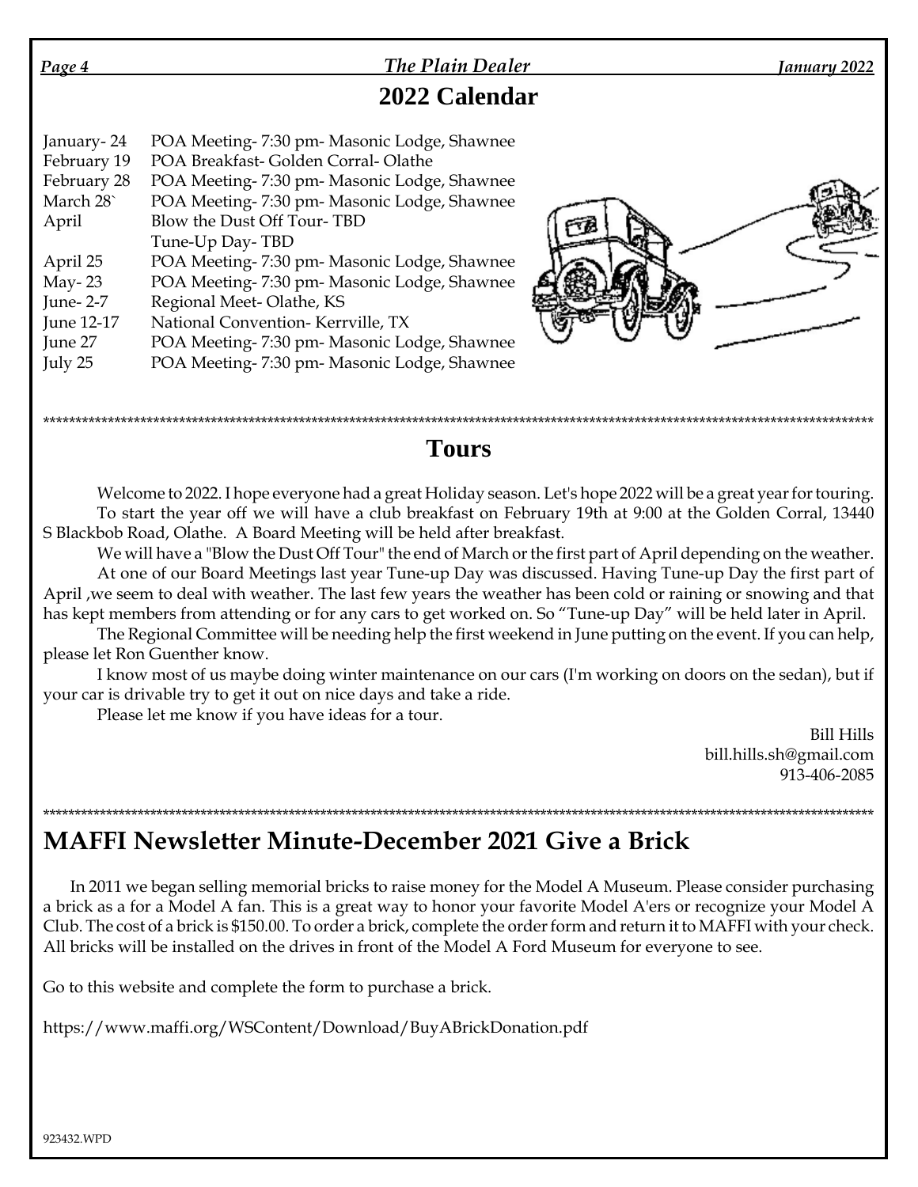# 2022 Calendar

| | |
|---|---|
| January- 24 | POA Meeting- 7:30 pm- Masonic Lodge, Shawnee |
| February 19 | POA Breakfast- Golden Corral- Olathe |
| February 28 | POA Meeting- 7:30 pm- Masonic Lodge, Shawnee |
| March 28` | POA Meeting- 7:30 pm- Masonic Lodge, Shawnee |
| April | Blow the Dust Off Tour- TBD |
| | Tune-Up Day- TBD |
| April 25 | POA Meeting- 7:30 pm- Masonic Lodge, Shawnee |
| May- 23 | POA Meeting- 7:30 pm- Masonic Lodge, Shawnee |
| June- 2-7 | Regional Meet- Olathe, KS |
| June 12-17 | National Convention- Kerrville, TX |
| June 27 | POA Meeting- 7:30 pm- Masonic Lodge, Shawnee |
| July 25 | POA Meeting- 7:30 pm- Masonic Lodge, Shawnee |

*******************************************************************************************************

# Tours

Welcome to 2022. I hope everyone had a great Holiday season. Let's hope 2022 will be a great year for touring.

To start the year off we will have a club breakfast on February 19th at 9:00 at the Golden Corral, 13440 S Blackbob Road, Olathe. A Board Meeting will be held after breakfast.

We will have a "Blow the Dust Off Tour" the end of March or the first part of April depending on the weather.

At one of our Board Meetings last year Tune-up Day was discussed. Having Tune-up Day the first part of April ,we seem to deal with weather. The last few years the weather has been cold or raining or snowing and that has kept members from attending or for any cars to get worked on. So "Tune-up Day" will be held later in April.

The Regional Committee will be needing help the first weekend in June putting on the event. If you can help, please let Ron Guenther know.

I know most of us maybe doing winter maintenance on our cars (I'm working on doors on the sedan), but if your car is drivable try to get it out on nice days and take a ride.

Please let me know if you have ideas for a tour.

Bill Hills
bill.hills.sh@gmail.com
913-406-2085

*******************************************************************************************************

# MAFFI Newsletter Minute-December 2021 Give a Brick

In 2011 we began selling memorial bricks to raise money for the Model A Museum. Please consider purchasing a brick as a for a Model A fan. This is a great way to honor your favorite Model A'ers or recognize your Model A Club. The cost of a brick is $150.00. To order a brick, complete the order form and return it to MAFFI with your check. All bricks will be installed on the drives in front of the Model A Ford Museum for everyone to see.

Go to this website and complete the form to purchase a brick.

https://www.maffi.org/WSContent/Download/BuyABrickDonation.pdf

923432.WPD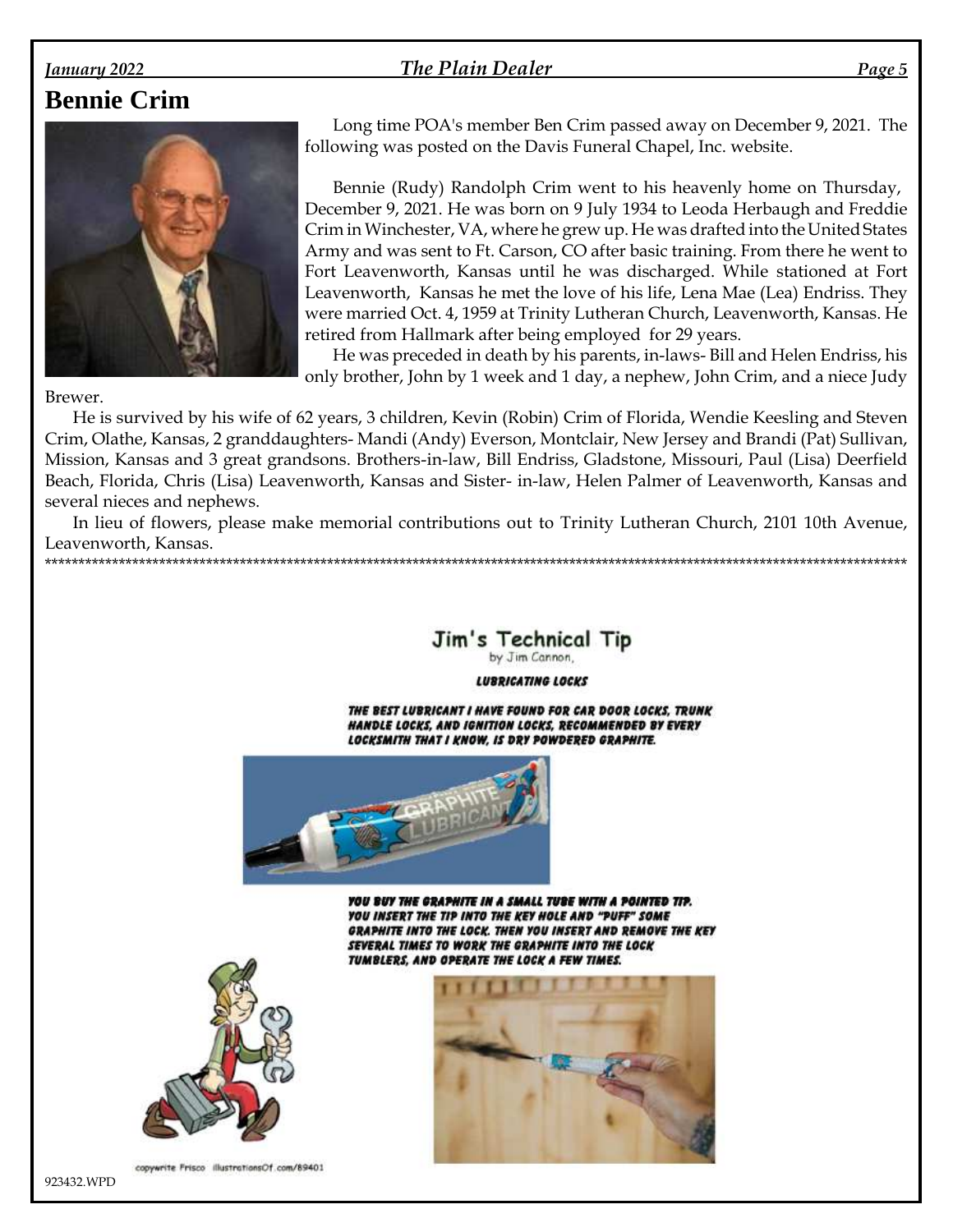# Bennie Crim

Long time POA's member Ben Crim passed away on December 9, 2021. The following was posted on the Davis Funeral Chapel, Inc. website.

Bennie (Rudy) Randolph Crim went to his heavenly home on Thursday, December 9, 2021. He was born on 9 July 1934 to Leoda Herbaugh and Freddie Crim in Winchester, VA, where he grew up. He was drafted into the United States Army and was sent to Ft. Carson, CO after basic training. From there he went to Fort Leavenworth, Kansas until he was discharged. While stationed at Fort Leavenworth, Kansas he met the love of his life, Lena Mae (Lea) Endriss. They were married Oct. 4, 1959 at Trinity Lutheran Church, Leavenworth, Kansas. He retired from Hallmark after being employed for 29 years.

He was preceded in death by his parents, in-laws- Bill and Helen Endriss, his only brother, John by 1 week and 1 day, a nephew, John Crim, and a niece Judy Brewer.

He is survived by his wife of 62 years, 3 children, Kevin (Robin) Crim of Florida, Wendie Keesling and Steven Crim, Olathe, Kansas, 2 granddaughters- Mandi (Andy) Everson, Montclair, New Jersey and Brandi (Pat) Sullivan, Mission, Kansas and 3 great grandsons. Brothers-in-law, Bill Endriss, Gladstone, Missouri, Paul (Lisa) Deerfield Beach, Florida, Chris (Lisa) Leavenworth, Kansas and Sister- in-law, Helen Palmer of Leavenworth, Kansas and several nieces and nephews.

In lieu of flowers, please make memorial contributions out to Trinity Lutheran Church, 2101 10th Avenue, Leavenworth, Kansas.

***

## Jim's Technical Tip

by Jim Cannon,

### LUBRICATING LOCKS

THE BEST LUBRICANT I HAVE FOUND FOR CAR DOOR LOCKS, TRUNK HANDLE LOCKS, AND IGNITION LOCKS, RECOMMENDED BY EVERY LOCKSMITH THAT I KNOW, IS DRY POWDERED GRAPHITE.

YOU BUY THE GRAPHITE IN A SMALL TUBE WITH A POINTED TIP. YOU INSERT THE TIP INTO THE KEY HOLE AND "PUFF" SOME GRAPHITE INTO THE LOCK. THEN YOU INSERT AND REMOVE THE KEY SEVERAL TIMES TO WORK THE GRAPHITE INTO THE LOCK TUMBLERS, AND OPERATE THE LOCK A FEW TIMES.

copywrite Frisco illustrationsOf.com/89401

923432.WPD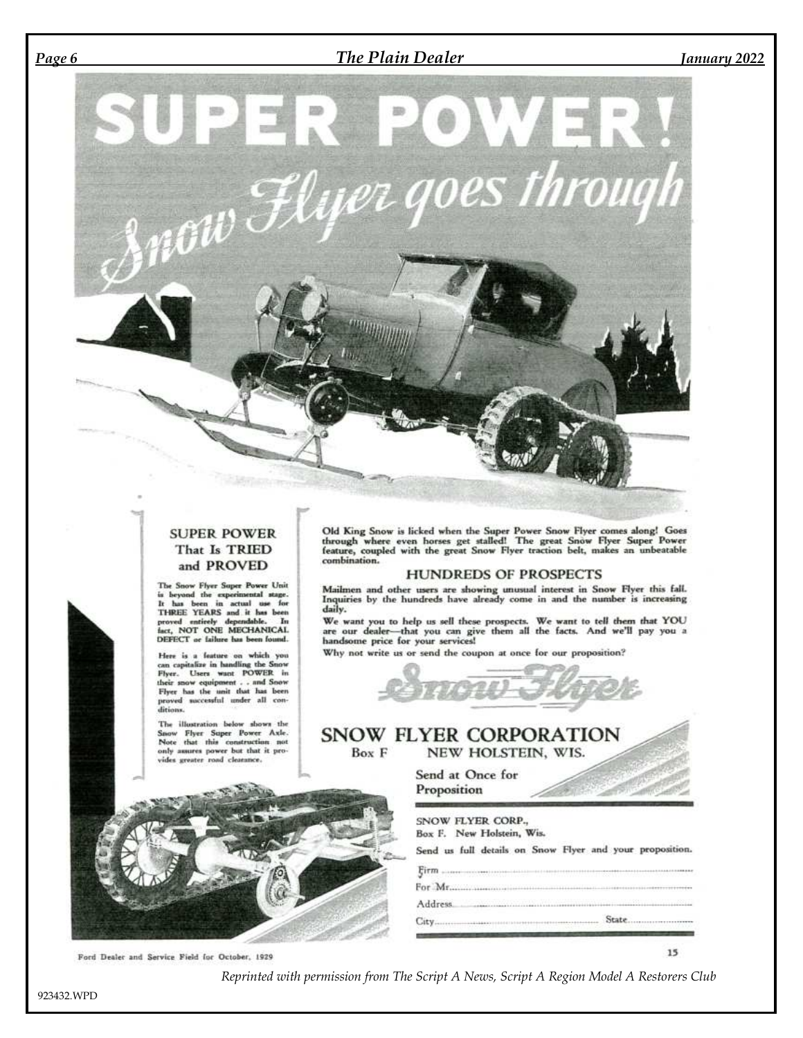# SUPER POWER!

## Snow Flyer goes through

### SUPER POWER That Is TRIED and PROVED

The Snow Flyer Super Power Unit is beyond the experimental stage. It has been in actual use for THREE YEARS and it has been proved entirely dependable. In fact, NOT ONE MECHANICAL DEFECT or failure has been found.

Here is a feature on which you can capitalize in handling the Snow Flyer. Users want POWER in their snow equipment . . and Snow Flyer has the unit that has been proved successful under all conditions.

The illustration below shows the Snow Flyer Super Power Axle. Note that this construction not only assures power but that it provides greater road clearance.

Old King Snow is licked when the Super Power Snow Flyer comes along! Goes through where even horses get stalled! The great Snow Flyer Super Power feature, coupled with the great Snow Flyer traction belt, makes an unbeatable combination.

### HUNDREDS OF PROSPECTS

Mailmen and other users are showing unusual interest in Snow Flyer this fall. Inquiries by the hundreds have already come in and the number is increasing daily.

We want you to help us sell these prospects. We want to tell them that YOU are our dealer—that you can give them all the facts. And we'll pay you a handsome price for your services!

Why not write us or send the coupon at once for our proposition?

Snow Flyer

**SNOW FLYER CORPORATION**
Box F NEW HOLSTEIN, WIS.

Send at Once for Proposition

SNOW FLYER CORP.,
Box F. New Holstein, Wis.

Send us full details on Snow Flyer and your proposition.

Firm ..................................................

For Mr. ..................................................

Address ..................................................

City .................................. State ....................

Ford Dealer and Service Field for October, 1929

*Reprinted with permission from The Script A News, Script A Region Model A Restorers Club*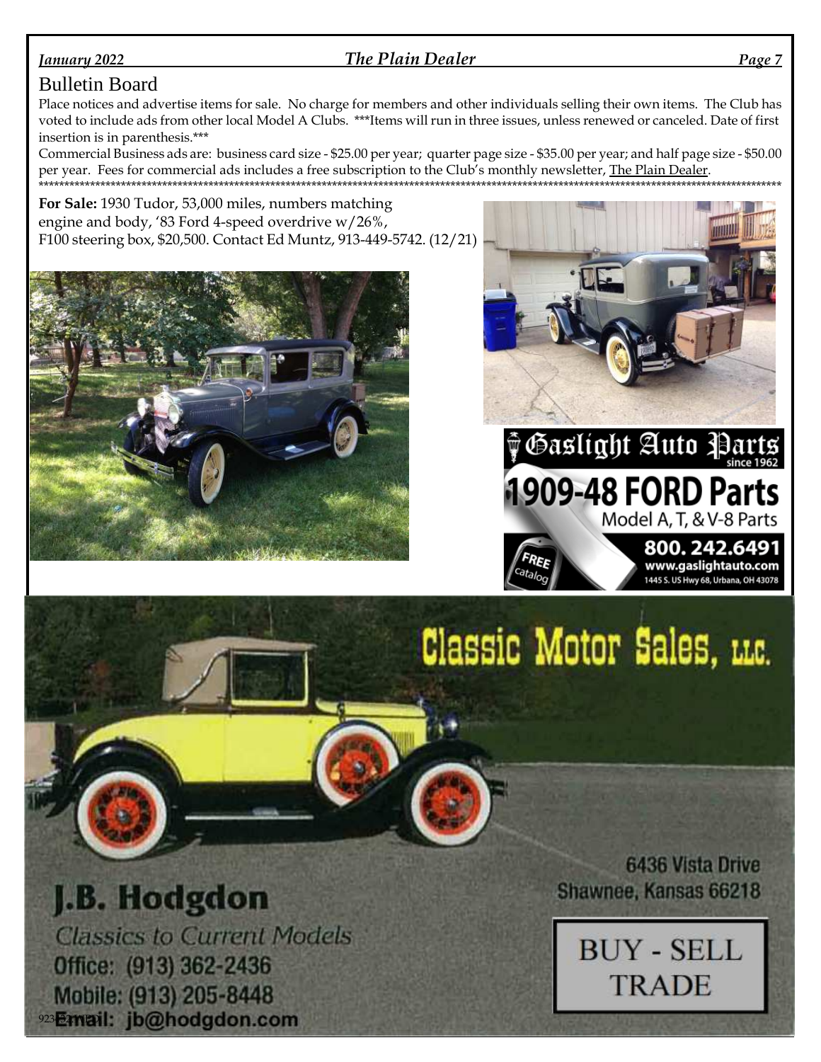## Bulletin Board

Place notices and advertise items for sale. No charge for members and other individuals selling their own items. The Club has voted to include ads from other local Model A Clubs. ***Items will run in three issues, unless renewed or canceled. Date of first insertion is in parenthesis.***

Commercial Business ads are: business card size - $25.00 per year; quarter page size - $35.00 per year; and half page size - $50.00 per year. Fees for commercial ads includes a free subscription to the Club's monthly newsletter, The Plain Dealer.

******************************************************************************************************************************************

**For Sale:** 1930 Tudor, 53,000 miles, numbers matching engine and body, '83 Ford 4-speed overdrive w/26%, F100 steering box, $20,500. Contact Ed Muntz, 913-449-5742. (12/21)

Gaslight Auto Parts since 1962

1909-48 FORD Parts

Model A, T, & V-8 Parts

FREE catalog

800. 242.6491

www.gaslightauto.com

1445 S. US Hwy 68, Urbana, OH 43078

Classic Motor Sales, LLC.

J.B. Hodgdon

Classics to Current Models

Office: (913) 362-2436

Mobile: (913) 205-8448

Email: jb@hodgdon.com

6436 Vista Drive
Shawnee, Kansas 66218

BUY - SELL
TRADE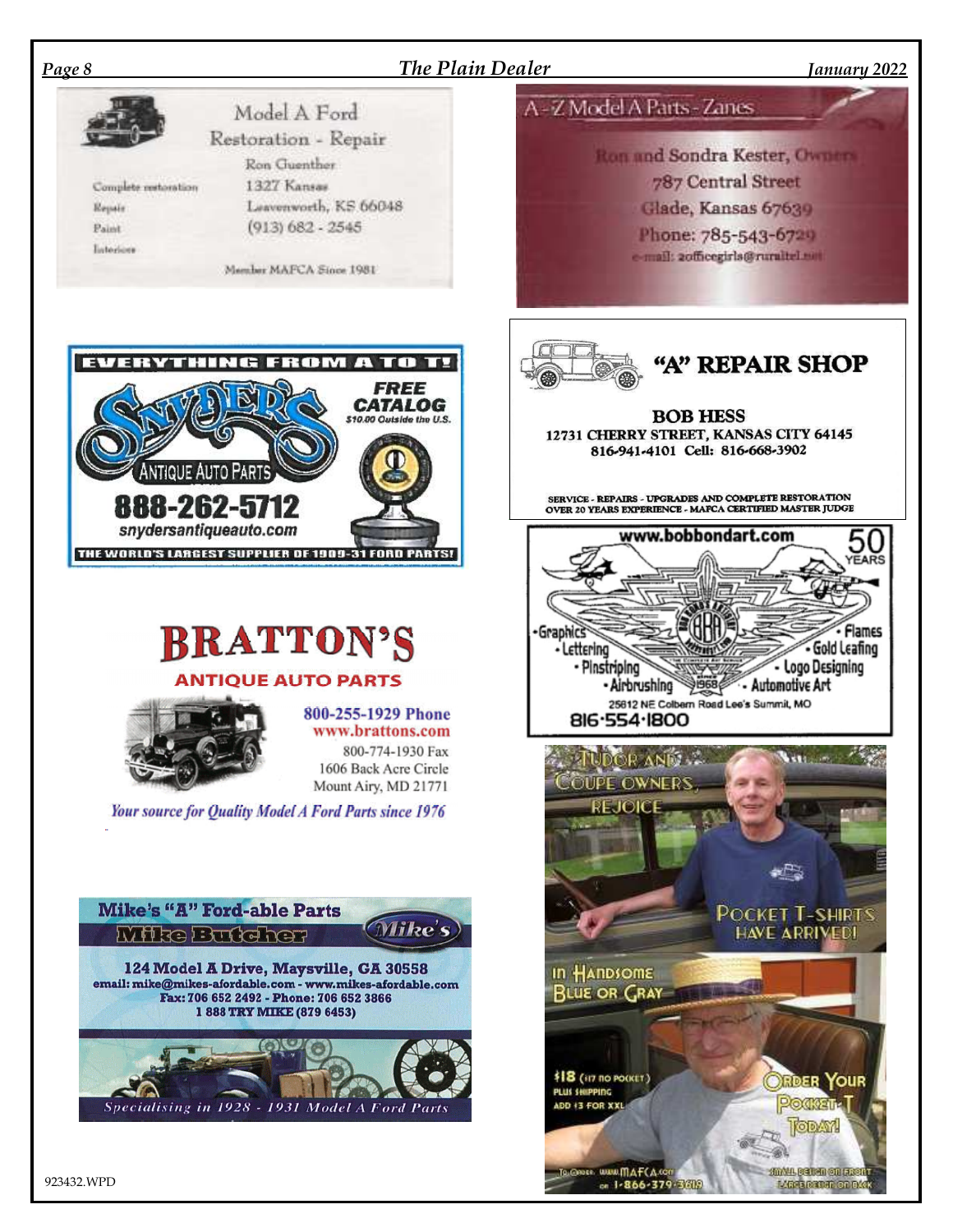## Model A Ford
### Restoration - Repair

Ron Guenther
1327 Kansas
Leavenworth, KS 66048
(913) 682 - 2545

- Complete restoration
- Repair
- Paint
- Interiors

Member MAFCA Since 1981

---

## A-Z Model A Parts - Zanes

Ron and Sondra Kester, Owners
787 Central Street
Glade, Kansas 67639
Phone: 785-543-6729
e-mail: 2officegirls@ruraltel.net

---

**EVERYTHING FROM A TO T!**

## SNYDER'S
### ANTIQUE AUTO PARTS

**FREE CATALOG**
$10.00 Outside the U.S.

**888-262-5712**
snydersantiqueauto.com

**THE WORLD'S LARGEST SUPPLIER OF 1909-31 FORD PARTS!**

---

## "A" REPAIR SHOP

**BOB HESS**
12731 CHERRY STREET, KANSAS CITY 64145
816-941-4101 Cell: 816-668-3902

SERVICE - REPAIRS - UPGRADES AND COMPLETE RESTORATION
OVER 20 YEARS EXPERIENCE - MAFCA CERTIFIED MASTER JUDGE

---

www.bobbondart.com

50 YEARS

- Graphics
- Lettering
- Pinstriping
- Airbrushing
- Flames
- Gold Leafing
- Logo Designing
- Automotive Art

25612 NE Colbern Road Lee's Summit, MO
816·554·1800

---

## BRATTON'S
### ANTIQUE AUTO PARTS

800-255-1929 Phone
www.brattons.com
800-774-1930 Fax
1606 Back Acre Circle
Mount Airy, MD 21771

*Your source for Quality Model A Ford Parts since 1976*

---

## TUDOR AND COUPE OWNERS, REJOICE

POCKET T-SHIRTS HAVE ARRIVED!

In Handsome Blue or Gray

$18 (\$17 no pocket)
PLUS SHIPPING
ADD \$3 FOR XXL

ORDER YOUR POCKET-T TODAY!

To Order: www.MAFCA.com or 1-866-379-3619

SMALL DESIGN ON FRONT
LARGE DESIGN ON BACK

---

## Mike's "A" Ford-able Parts
### Mike Butcher

**124 Model A Drive, Maysville, GA 30558**
**email: mike@mikes-afordable.com - www.mikes-afordable.com**
**Fax: 706 652 2492 - Phone: 706 652 3866**
**1 888 TRY MIKE (879 6453)**

*Specialising in 1928 - 1931 Model A Ford Parts*

923432.WPD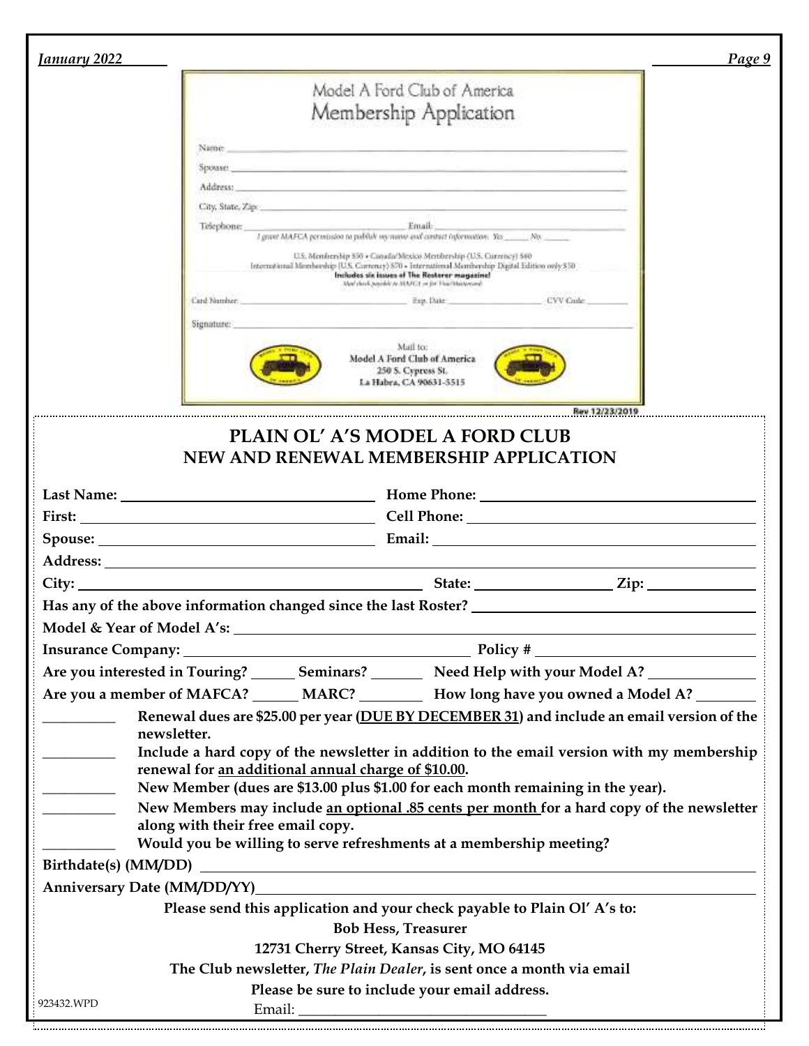## Model A Ford Club of America
## Membership Application

Name: ___

Spouse: ___

Address: ___

City, State, Zip: ___

Telephone: ___ Email: ___

I grant MAFCA permission to publish my name and contact information. Yes ___ No ___

U.S. Membership $50 • Canada/Mexico Membership (U.S. Currency) $60

International Membership (U.S. Currency) $70 • International Membership Digital Edition only $50

**Includes six issues of The Restorer magazine!**

Mail check payable to MAFCA or for Visa/Mastercard:

Card Number: ___ Exp. Date: ___ CVV Code: ___

Signature: ___

Mail to:
**Model A Ford Club of America**
**250 S. Cypress St.**
**La Habra, CA 90631-5515**

Rev 12/23/2019

## PLAIN OL' A'S MODEL A FORD CLUB
## NEW AND RENEWAL MEMBERSHIP APPLICATION

**Last Name:** ___ **Home Phone:** ___

**First:** ___ **Cell Phone:** ___

**Spouse:** ___ **Email:** ___

**Address:** ___

**City:** ___ **State:** ___ **Zip:** ___

**Has any of the above information changed since the last Roster?** ___

**Model & Year of Model A's:** ___

**Insurance Company:** ___ **Policy #** ___

**Are you interested in Touring?** ___ **Seminars?** ___ **Need Help with your Model A?** ___

**Are you a member of MAFCA?** ___ **MARC?** ___ **How long have you owned a Model A?** ___

___ **Renewal dues are $25.00 per year (DUE BY DECEMBER 31) and include an email version of the newsletter.**

___ **Include a hard copy of the newsletter in addition to the email version with my membership renewal for an additional annual charge of $10.00.**

___ **New Member (dues are $13.00 plus $1.00 for each month remaining in the year).**

___ **New Members may include an optional .85 cents per month for a hard copy of the newsletter along with their free email copy.**

___ **Would you be willing to serve refreshments at a membership meeting?**

**Birthdate(s) (MM/DD)** ___

**Anniversary Date (MM/DD/YY)** ___

**Please send this application and your check payable to Plain Ol' A's to:**

**Bob Hess, Treasurer**

**12731 Cherry Street, Kansas City, MO 64145**

**The Club newsletter, *The Plain Dealer*, is sent once a month via email**

**Please be sure to include your email address.**

Email: ___

923432.WPD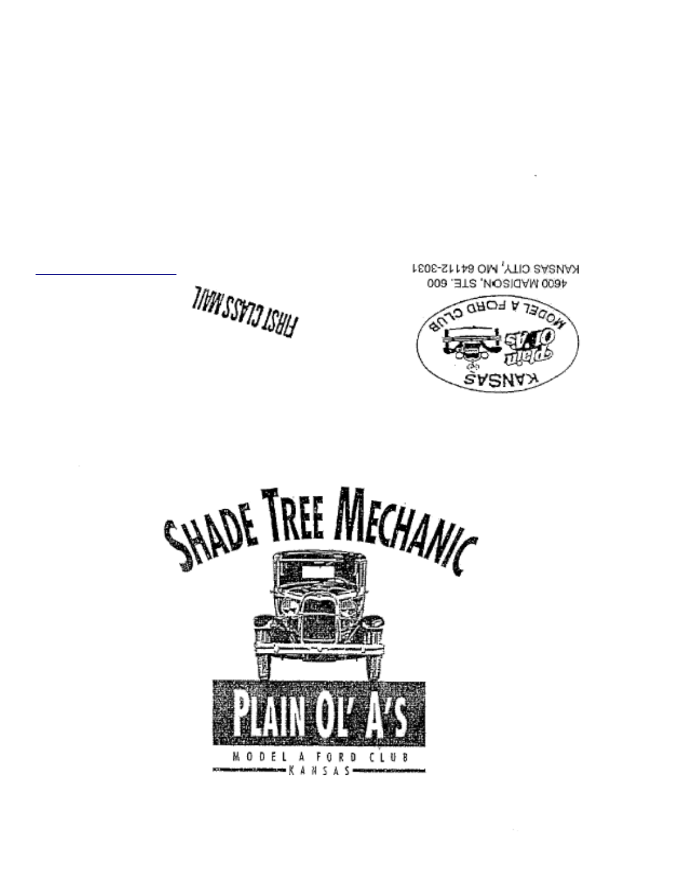KANSAS

MODEL A FORD CLUB

Plain Ol' A's

4600 MADISON, STE. 600

KANSAS CITY, MO 64112-3031

FIRST CLASS MAIL

SHADE TREE MECHANIC

PLAIN OL' A'S

MODEL A FORD CLUB

KANSAS